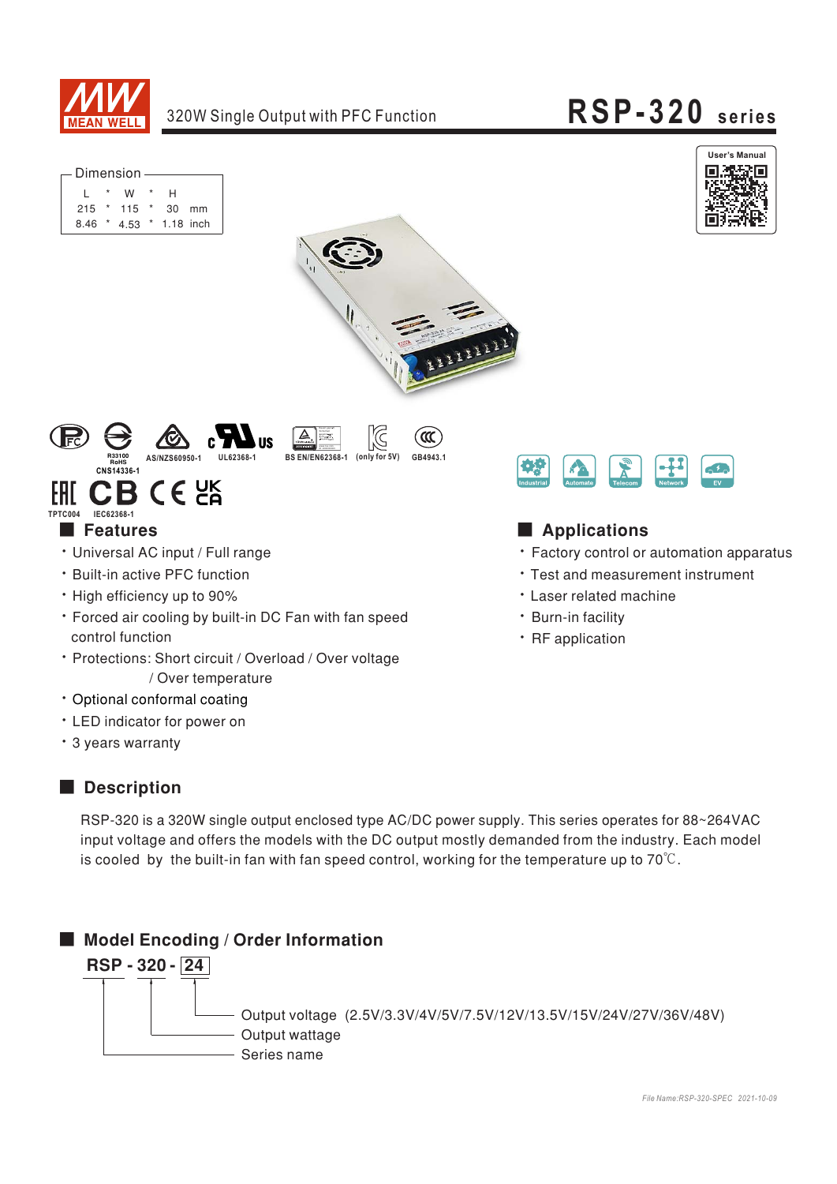# 320W Single Output with PFC Function — RSP-320 series

Dimension

| L | * | W | * | H | |
|---|---|---|---|---|---|
| 215 | * | 115 | * | 30 | mm |
| 8.46 | * | 4.53 | * | 1.18 | inch |

User's Manual

R33100 RoHS CNS14336-1 AS/NZS60950-1 UL62368-1 BS EN/EN62368-1 (only for 5V) GB4943.1 TPTC004 IEC62368-1

Industrial Automate Telecom Network EV

## Features

- Universal AC input / Full range
- Built-in active PFC function
- High efficiency up to 90%
- Forced air cooling by built-in DC Fan with fan speed control function
- Protections: Short circuit / Overload / Over voltage / Over temperature
- Optional conformal coating
- LED indicator for power on
- 3 years warranty

## Applications

- Factory control or automation apparatus
- Test and measurement instrument
- Laser related machine
- Burn-in facility
- RF application

## Description

RSP-320 is a 320W single output enclosed type AC/DC power supply. This series operates for 88~264VAC input voltage and offers the models with the DC output mostly demanded from the industry. Each model is cooled by the built-in fan with fan speed control, working for the temperature up to 70℃.

## Model Encoding / Order Information

**RSP - 320 - 24**

- 24: Output voltage (2.5V/3.3V/4V/5V/7.5V/12V/13.5V/15V/24V/27V/36V/48V)
- 320: Output wattage
- RSP: Series name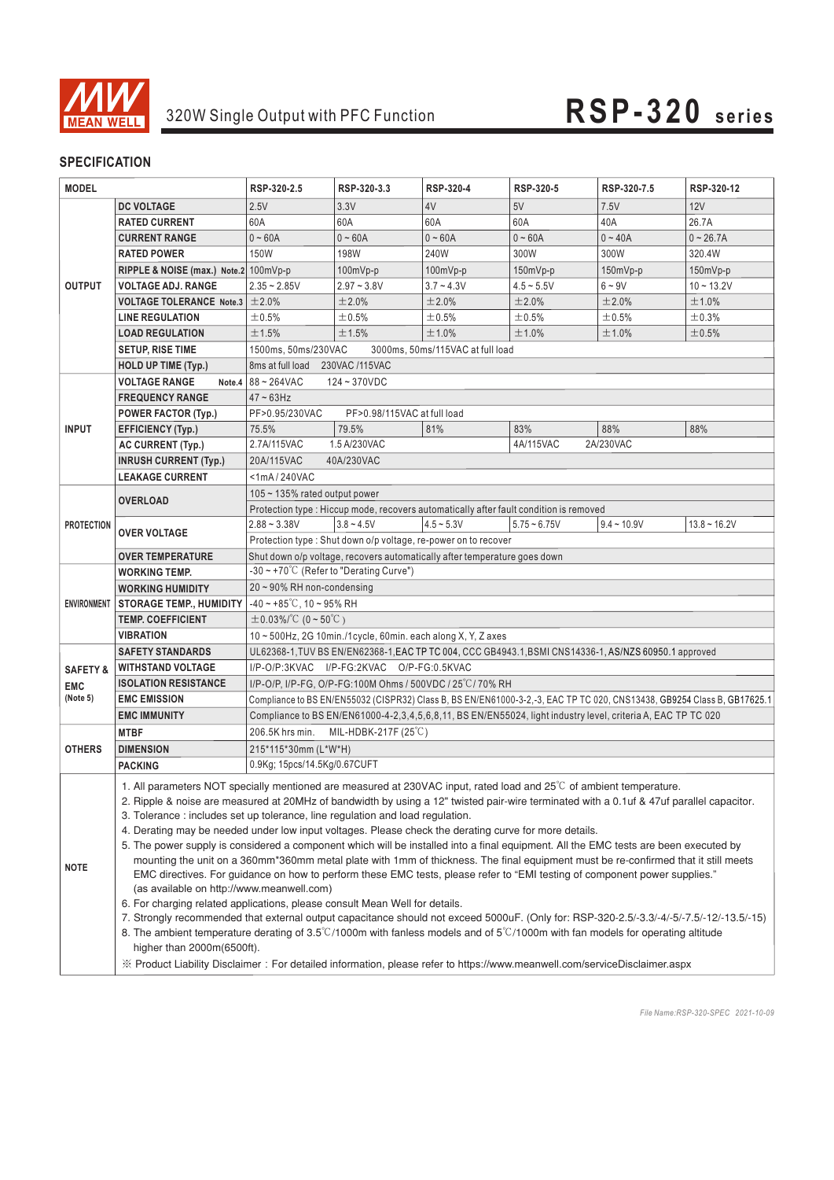# 320W Single Output with PFC Function

# RSP-320 series

## SPECIFICATION

| MODEL | | RSP-320-2.5 | RSP-320-3.3 | RSP-320-4 | RSP-320-5 | RSP-320-7.5 | RSP-320-12 |
|---|---|---|---|---|---|---|---|
| OUTPUT | DC VOLTAGE | 2.5V | 3.3V | 4V | 5V | 7.5V | 12V |
| | RATED CURRENT | 60A | 60A | 60A | 60A | 40A | 26.7A |
| | CURRENT RANGE | 0 ~ 60A | 0 ~ 60A | 0 ~ 60A | 0 ~ 60A | 0 ~ 40A | 0 ~ 26.7A |
| | RATED POWER | 150W | 198W | 240W | 300W | 300W | 320.4W |
| | RIPPLE & NOISE (max.) Note.2 | 100mVp-p | 100mVp-p | 100mVp-p | 150mVp-p | 150mVp-p | 150mVp-p |
| | VOLTAGE ADJ. RANGE | 2.35 ~ 2.85V | 2.97 ~ 3.8V | 3.7 ~ 4.3V | 4.5 ~ 5.5V | 6 ~ 9V | 10 ~ 13.2V |
| | VOLTAGE TOLERANCE Note.3 | ±2.0% | ±2.0% | ±2.0% | ±2.0% | ±2.0% | ±1.0% |
| | LINE REGULATION | ±0.5% | ±0.5% | ±0.5% | ±0.5% | ±0.5% | ±0.3% |
| | LOAD REGULATION | ±1.5% | ±1.5% | ±1.0% | ±1.0% | ±1.0% | ±0.5% |
| | SETUP, RISE TIME | 1500ms, 50ms/230VAC   3000ms, 50ms/115VAC at full load | | | | | |
| | HOLD UP TIME (Typ.) | 8ms at full load   230VAC /115VAC | | | | | |
| INPUT | VOLTAGE RANGE Note.4 | 88 ~ 264VAC   124 ~ 370VDC | | | | | |
| | FREQUENCY RANGE | 47 ~ 63Hz | | | | | |
| | POWER FACTOR (Typ.) | PF>0.95/230VAC   PF>0.98/115VAC at full load | | | | | |
| | EFFICIENCY (Typ.) | 75.5% | 79.5% | 81% | 83% | 88% | 88% |
| | AC CURRENT (Typ.) | 2.7A/115VAC   1.5 A/230VAC | | | 4A/115VAC   2A/230VAC | | |
| | INRUSH CURRENT (Typ.) | 20A/115VAC   40A/230VAC | | | | | |
| | LEAKAGE CURRENT | <1mA / 240VAC | | | | | |
| PROTECTION | OVERLOAD | 105 ~ 135% rated output power | | | | | |
| | | Protection type : Hiccup mode, recovers automatically after fault condition is removed | | | | | |
| | OVER VOLTAGE | 2.88 ~ 3.38V | 3.8 ~ 4.5V | 4.5 ~ 5.3V | 5.75 ~ 6.75V | 9.4 ~ 10.9V | 13.8 ~ 16.2V |
| | | Protection type : Shut down o/p voltage, re-power on to recover | | | | | |
| | OVER TEMPERATURE | Shut down o/p voltage, recovers automatically after temperature goes down | | | | | |
| ENVIRONMENT | WORKING TEMP. | -30 ~ +70℃ (Refer to "Derating Curve") | | | | | |
| | WORKING HUMIDITY | 20 ~ 90% RH non-condensing | | | | | |
| | STORAGE TEMP., HUMIDITY | -40 ~ +85℃, 10 ~ 95% RH | | | | | |
| | TEMP. COEFFICIENT | ±0.03%/℃ (0 ~ 50℃) | | | | | |
| | VIBRATION | 10 ~ 500Hz, 2G 10min./1cycle, 60min. each along X, Y, Z axes | | | | | |
| SAFETY & EMC (Note 5) | SAFETY STANDARDS | UL62368-1,TUV BS EN/EN62368-1,EAC TP TC 004, CCC GB4943.1,BSMI CNS14336-1, AS/NZS 60950.1 approved | | | | | |
| | WITHSTAND VOLTAGE | I/P-O/P:3KVAC   I/P-FG:2KVAC   O/P-FG:0.5KVAC | | | | | |
| | ISOLATION RESISTANCE | I/P-O/P, I/P-FG, O/P-FG:100M Ohms / 500VDC / 25℃/ 70% RH | | | | | |
| | EMC EMISSION | Compliance to BS EN/EN55032 (CISPR32) Class B, BS EN/EN61000-3-2,-3, EAC TP TC 020, CNS13438, GB9254 Class B, GB17625.1 | | | | | |
| | EMC IMMUNITY | Compliance to BS EN/EN61000-4-2,3,4,5,6,8,11, BS EN/EN55024, light industry level, criteria A, EAC TP TC 020 | | | | | |
| OTHERS | MTBF | 206.5K hrs min.   MIL-HDBK-217F (25℃) | | | | | |
| | DIMENSION | 215*115*30mm (L*W*H) | | | | | |
| | PACKING | 0.9Kg; 15pcs/14.5Kg/0.67CUFT | | | | | |

**NOTE**

1. All parameters NOT specially mentioned are measured at 230VAC input, rated load and 25℃ of ambient temperature.
2. Ripple & noise are measured at 20MHz of bandwidth by using a 12" twisted pair-wire terminated with a 0.1uf & 47uf parallel capacitor.
3. Tolerance : includes set up tolerance, line regulation and load regulation.
4. Derating may be needed under low input voltages. Please check the derating curve for more details.
5. The power supply is considered a component which will be installed into a final equipment. All the EMC tests are been executed by mounting the unit on a 360mm*360mm metal plate with 1mm of thickness. The final equipment must be re-confirmed that it still meets EMC directives. For guidance on how to perform these EMC tests, please refer to "EMI testing of component power supplies." (as available on http://www.meanwell.com)
6. For charging related applications, please consult Mean Well for details.
7. Strongly recommended that external output capacitance should not exceed 5000uF. (Only for: RSP-320-2.5/-3.3/-4/-5/-7.5/-12/-13.5/-15)
8. The ambient temperature derating of 3.5℃/1000m with fanless models and of 5℃/1000m with fan models for operating altitude higher than 2000m(6500ft).

※ Product Liability Disclaimer : For detailed information, please refer to https://www.meanwell.com/serviceDisclaimer.aspx

*File Name:RSP-320-SPEC 2021-10-09*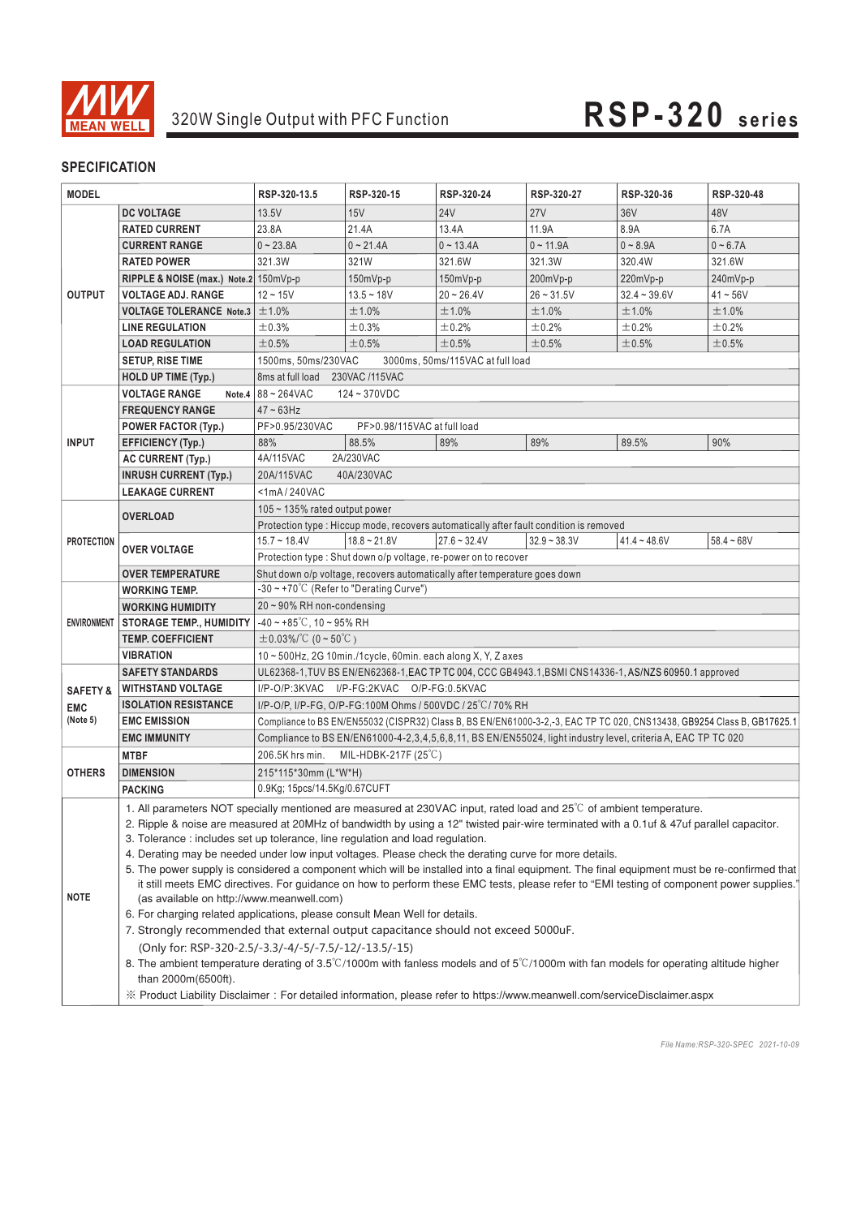# 320W Single Output with PFC Function — RSP-320 series

## SPECIFICATION

| MODEL | | RSP-320-13.5 | RSP-320-15 | RSP-320-24 | RSP-320-27 | RSP-320-36 | RSP-320-48 |
|---|---|---|---|---|---|---|---|
| OUTPUT | DC VOLTAGE | 13.5V | 15V | 24V | 27V | 36V | 48V |
| | RATED CURRENT | 23.8A | 21.4A | 13.4A | 11.9A | 8.9A | 6.7A |
| | CURRENT RANGE | 0 ~ 23.8A | 0 ~ 21.4A | 0 ~ 13.4A | 0 ~ 11.9A | 0 ~ 8.9A | 0 ~ 6.7A |
| | RATED POWER | 321.3W | 321W | 321.6W | 321.3W | 320.4W | 321.6W |
| | RIPPLE & NOISE (max.) Note.2 | 150mVp-p | 150mVp-p | 150mVp-p | 200mVp-p | 220mVp-p | 240mVp-p |
| | VOLTAGE ADJ. RANGE | 12 ~ 15V | 13.5 ~ 18V | 20 ~ 26.4V | 26 ~ 31.5V | 32.4 ~ 39.6V | 41 ~ 56V |
| | VOLTAGE TOLERANCE Note.3 | ±1.0% | ±1.0% | ±1.0% | ±1.0% | ±1.0% | ±1.0% |
| | LINE REGULATION | ±0.3% | ±0.3% | ±0.2% | ±0.2% | ±0.2% | ±0.2% |
| | LOAD REGULATION | ±0.5% | ±0.5% | ±0.5% | ±0.5% | ±0.5% | ±0.5% |
| | SETUP, RISE TIME | 1500ms, 50ms/230VAC 3000ms, 50ms/115VAC at full load | | | | | |
| | HOLD UP TIME (Typ.) | 8ms at full load 230VAC /115VAC | | | | | |
| INPUT | VOLTAGE RANGE Note.4 | 88 ~ 264VAC 124 ~ 370VDC | | | | | |
| | FREQUENCY RANGE | 47 ~ 63Hz | | | | | |
| | POWER FACTOR (Typ.) | PF>0.95/230VAC PF>0.98/115VAC at full load | | | | | |
| | EFFICIENCY (Typ.) | 88% | 88.5% | 89% | 89% | 89.5% | 90% |
| | AC CURRENT (Typ.) | 4A/115VAC 2A/230VAC | | | | | |
| | INRUSH CURRENT (Typ.) | 20A/115VAC 40A/230VAC | | | | | |
| | LEAKAGE CURRENT | <1mA / 240VAC | | | | | |
| PROTECTION | OVERLOAD | 105 ~ 135% rated output power | | | | | |
| | | Protection type : Hiccup mode, recovers automatically after fault condition is removed | | | | | |
| | OVER VOLTAGE | 15.7 ~ 18.4V | 18.8 ~ 21.8V | 27.6 ~ 32.4V | 32.9 ~ 38.3V | 41.4 ~ 48.6V | 58.4 ~ 68V |
| | | Protection type : Shut down o/p voltage, re-power on to recover | | | | | |
| | OVER TEMPERATURE | Shut down o/p voltage, recovers automatically after temperature goes down | | | | | |
| ENVIRONMENT | WORKING TEMP. | -30 ~ +70℃ (Refer to "Derating Curve") | | | | | |
| | WORKING HUMIDITY | 20 ~ 90% RH non-condensing | | | | | |
| | STORAGE TEMP., HUMIDITY | -40 ~ +85℃, 10 ~ 95% RH | | | | | |
| | TEMP. COEFFICIENT | ±0.03%/℃ (0 ~ 50℃) | | | | | |
| | VIBRATION | 10 ~ 500Hz, 2G 10min./1cycle, 60min. each along X, Y, Z axes | | | | | |
| SAFETY & EMC (Note 5) | SAFETY STANDARDS | UL62368-1,TUV BS EN/EN62368-1,EAC TP TC 004, CCC GB4943.1,BSMI CNS14336-1, AS/NZS 60950.1 approved | | | | | |
| | WITHSTAND VOLTAGE | I/P-O/P:3KVAC I/P-FG:2KVAC O/P-FG:0.5KVAC | | | | | |
| | ISOLATION RESISTANCE | I/P-O/P, I/P-FG, O/P-FG:100M Ohms / 500VDC / 25℃/ 70% RH | | | | | |
| | EMC EMISSION | Compliance to BS EN/EN55032 (CISPR32) Class B, BS EN/EN61000-3-2,-3, EAC TP TC 020, CNS13438, GB9254 Class B, GB17625.1 | | | | | |
| | EMC IMMUNITY | Compliance to BS EN/EN61000-4-2,3,4,5,6,8,11, BS EN/EN55024, light industry level, criteria A, EAC TP TC 020 | | | | | |
| OTHERS | MTBF | 206.5K hrs min. MIL-HDBK-217F (25℃) | | | | | |
| | DIMENSION | 215*115*30mm (L*W*H) | | | | | |
| | PACKING | 0.9Kg; 15pcs/14.5Kg/0.67CUFT | | | | | |

**NOTE**

1. All parameters NOT specially mentioned are measured at 230VAC input, rated load and 25℃ of ambient temperature.
2. Ripple & noise are measured at 20MHz of bandwidth by using a 12" twisted pair-wire terminated with a 0.1uf & 47uf parallel capacitor.
3. Tolerance : includes set up tolerance, line regulation and load regulation.
4. Derating may be needed under low input voltages. Please check the derating curve for more details.
5. The power supply is considered a component which will be installed into a final equipment. The final equipment must be re-confirmed that it still meets EMC directives. For guidance on how to perform these EMC tests, please refer to "EMI testing of component power supplies." (as available on http://www.meanwell.com)
6. For charging related applications, please consult Mean Well for details.
7. Strongly recommended that external output capacitance should not exceed 5000uF. (Only for: RSP-320-2.5/-3.3/-4/-5/-7.5/-12/-13.5/-15)
8. The ambient temperature derating of 3.5℃/1000m with fanless models and of 5℃/1000m with fan models for operating altitude higher than 2000m(6500ft).

※ Product Liability Disclaimer : For detailed information, please refer to https://www.meanwell.com/serviceDisclaimer.aspx

File Name:RSP-320-SPEC 2021-10-09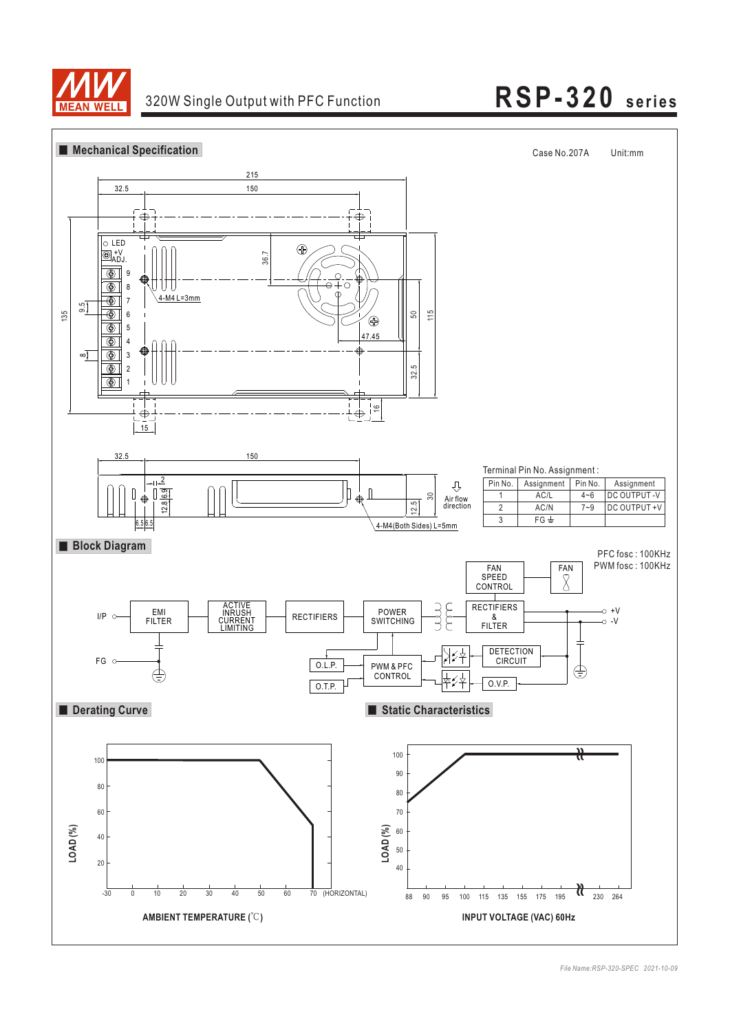320W Single Output with PFC Function

# RSP-320 series

## Mechanical Specification

Case No.207A Unit:mm

215
32.5
150
LED
+V ADJ.
9
8
7
6
5
4
3
2
1
4-M4 L=3mm
36.7
135
9.5
8
47.45
50
115
32.5
16
15

32.5
150
2
6.9
12.8
6.5 6.5
30
12.5
Air flow direction
4-M4(Both Sides) L=5mm

Terminal Pin No. Assignment :

| Pin No. | Assignment | Pin No. | Assignment |
|---|---|---|---|
| 1 | AC/L | 4~6 | DC OUTPUT -V |
| 2 | AC/N | 7~9 | DC OUTPUT +V |
| 3 | FG ⏚ | | |

## Block Diagram

PFC fosc : 100KHz
PWM fosc : 100KHz

I/P
FG
EMI FILTER
ACTIVE INRUSH CURRENT LIMITING
RECTIFIERS
POWER SWITCHING
FAN SPEED CONTROL
FAN
RECTIFIERS & FILTER
+V
-V
O.L.P.
O.T.P.
PWM & PFC CONTROL
DETECTION CIRCUIT
O.V.P.

## Derating Curve

LOAD (%)
100
80
60
40
20
-30 0 10 20 30 40 50 60 70 (HORIZONTAL)
AMBIENT TEMPERATURE (℃)

## Static Characteristics

LOAD (%)
100
90
80
70
60
50
40
88 90 95 100 115 135 155 175 195 230 264
INPUT VOLTAGE (VAC) 60Hz

*File Name:RSP-320-SPEC 2021-10-09*